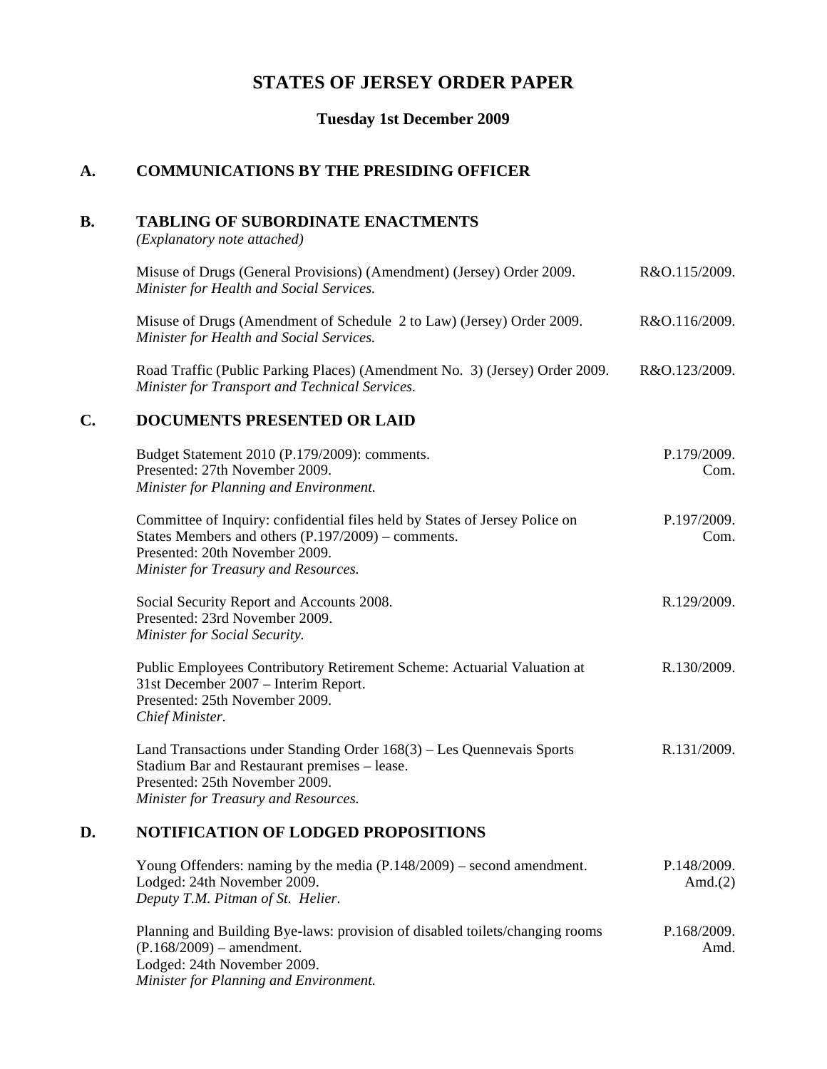# STATES OF JERSEY ORDER PAPER

**Tuesday 1st December 2009**

## A. COMMUNICATIONS BY THE PRESIDING OFFICER

## B. TABLING OF SUBORDINATE ENACTMENTS

*(Explanatory note attached)*

Misuse of Drugs (General Provisions) (Amendment) (Jersey) Order 2009. R&O.115/2009.
*Minister for Health and Social Services.*

Misuse of Drugs (Amendment of Schedule 2 to Law) (Jersey) Order 2009. R&O.116/2009.
*Minister for Health and Social Services.*

Road Traffic (Public Parking Places) (Amendment No. 3) (Jersey) Order 2009. R&O.123/2009.
*Minister for Transport and Technical Services.*

## C. DOCUMENTS PRESENTED OR LAID

Budget Statement 2010 (P.179/2009): comments. P.179/2009. Com.
Presented: 27th November 2009.
*Minister for Planning and Environment.*

Committee of Inquiry: confidential files held by States of Jersey Police on States Members and others (P.197/2009) – comments. P.197/2009. Com.
Presented: 20th November 2009.
*Minister for Treasury and Resources.*

Social Security Report and Accounts 2008. R.129/2009.
Presented: 23rd November 2009.
*Minister for Social Security.*

Public Employees Contributory Retirement Scheme: Actuarial Valuation at 31st December 2007 – Interim Report. R.130/2009.
Presented: 25th November 2009.
*Chief Minister.*

Land Transactions under Standing Order 168(3) – Les Quennevais Sports Stadium Bar and Restaurant premises – lease. R.131/2009.
Presented: 25th November 2009.
*Minister for Treasury and Resources.*

## D. NOTIFICATION OF LODGED PROPOSITIONS

Young Offenders: naming by the media (P.148/2009) – second amendment. P.148/2009. Amd.(2)
Lodged: 24th November 2009.
*Deputy T.M. Pitman of St. Helier.*

Planning and Building Bye-laws: provision of disabled toilets/changing rooms (P.168/2009) – amendment. P.168/2009. Amd.
Lodged: 24th November 2009.
*Minister for Planning and Environment.*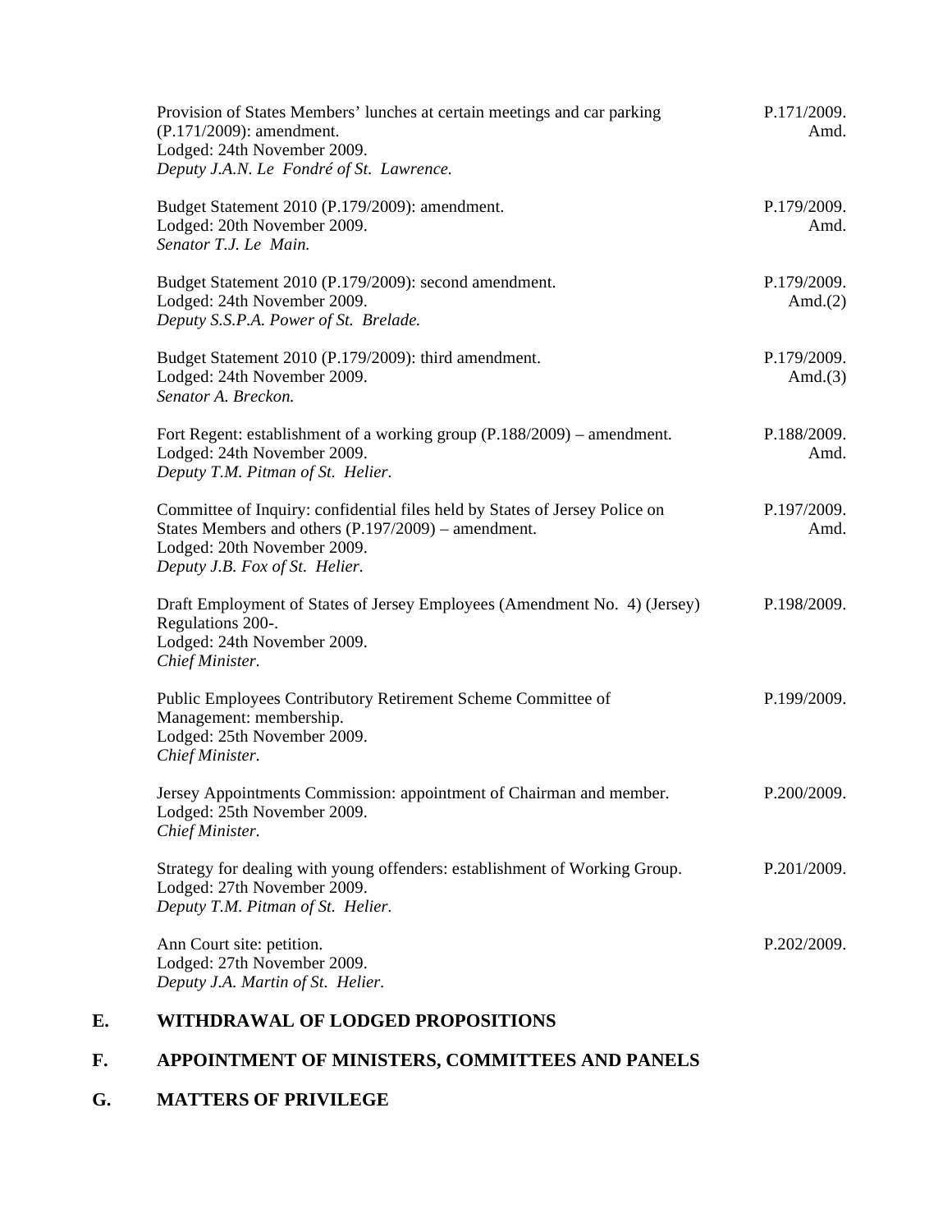Provision of States Members' lunches at certain meetings and car parking (P.171/2009): amendment.
Lodged: 24th November 2009.
*Deputy J.A.N. Le Fondré of St. Lawrence.*
P.171/2009. Amd.

Budget Statement 2010 (P.179/2009): amendment.
Lodged: 20th November 2009.
*Senator T.J. Le Main.*
P.179/2009. Amd.

Budget Statement 2010 (P.179/2009): second amendment.
Lodged: 24th November 2009.
*Deputy S.S.P.A. Power of St. Brelade.*
P.179/2009. Amd.(2)

Budget Statement 2010 (P.179/2009): third amendment.
Lodged: 24th November 2009.
*Senator A. Breckon.*
P.179/2009. Amd.(3)

Fort Regent: establishment of a working group (P.188/2009) – amendment.
Lodged: 24th November 2009.
*Deputy T.M. Pitman of St. Helier.*
P.188/2009. Amd.

Committee of Inquiry: confidential files held by States of Jersey Police on States Members and others (P.197/2009) – amendment.
Lodged: 20th November 2009.
*Deputy J.B. Fox of St. Helier.*
P.197/2009. Amd.

Draft Employment of States of Jersey Employees (Amendment No. 4) (Jersey) Regulations 200-.
Lodged: 24th November 2009.
*Chief Minister.*
P.198/2009.

Public Employees Contributory Retirement Scheme Committee of Management: membership.
Lodged: 25th November 2009.
*Chief Minister.*
P.199/2009.

Jersey Appointments Commission: appointment of Chairman and member.
Lodged: 25th November 2009.
*Chief Minister.*
P.200/2009.

Strategy for dealing with young offenders: establishment of Working Group.
Lodged: 27th November 2009.
*Deputy T.M. Pitman of St. Helier.*
P.201/2009.

Ann Court site: petition.
Lodged: 27th November 2009.
*Deputy J.A. Martin of St. Helier.*
P.202/2009.

## E. WITHDRAWAL OF LODGED PROPOSITIONS

## F. APPOINTMENT OF MINISTERS, COMMITTEES AND PANELS

## G. MATTERS OF PRIVILEGE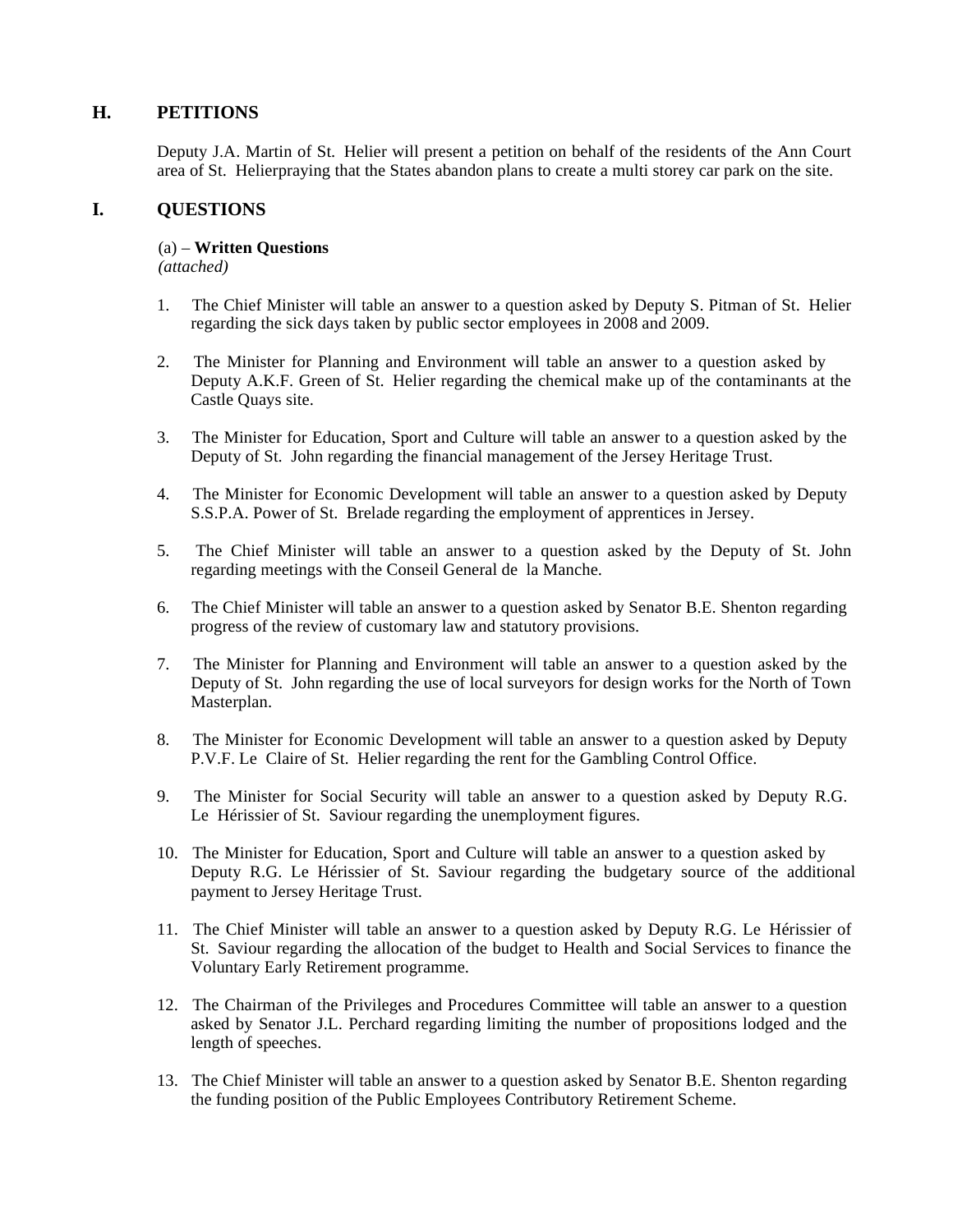## H. PETITIONS

Deputy J.A. Martin of St. Helier will present a petition on behalf of the residents of the Ann Court area of St. Helierpraying that the States abandon plans to create a multi storey car park on the site.

## I. QUESTIONS

(a) – **Written Questions**
*(attached)*

1. The Chief Minister will table an answer to a question asked by Deputy S. Pitman of St. Helier regarding the sick days taken by public sector employees in 2008 and 2009.

2. The Minister for Planning and Environment will table an answer to a question asked by Deputy A.K.F. Green of St. Helier regarding the chemical make up of the contaminants at the Castle Quays site.

3. The Minister for Education, Sport and Culture will table an answer to a question asked by the Deputy of St. John regarding the financial management of the Jersey Heritage Trust.

4. The Minister for Economic Development will table an answer to a question asked by Deputy S.S.P.A. Power of St. Brelade regarding the employment of apprentices in Jersey.

5. The Chief Minister will table an answer to a question asked by the Deputy of St. John regarding meetings with the Conseil General de la Manche.

6. The Chief Minister will table an answer to a question asked by Senator B.E. Shenton regarding progress of the review of customary law and statutory provisions.

7. The Minister for Planning and Environment will table an answer to a question asked by the Deputy of St. John regarding the use of local surveyors for design works for the North of Town Masterplan.

8. The Minister for Economic Development will table an answer to a question asked by Deputy P.V.F. Le Claire of St. Helier regarding the rent for the Gambling Control Office.

9. The Minister for Social Security will table an answer to a question asked by Deputy R.G. Le Hérissier of St. Saviour regarding the unemployment figures.

10. The Minister for Education, Sport and Culture will table an answer to a question asked by Deputy R.G. Le Hérissier of St. Saviour regarding the budgetary source of the additional payment to Jersey Heritage Trust.

11. The Chief Minister will table an answer to a question asked by Deputy R.G. Le Hérissier of St. Saviour regarding the allocation of the budget to Health and Social Services to finance the Voluntary Early Retirement programme.

12. The Chairman of the Privileges and Procedures Committee will table an answer to a question asked by Senator J.L. Perchard regarding limiting the number of propositions lodged and the length of speeches.

13. The Chief Minister will table an answer to a question asked by Senator B.E. Shenton regarding the funding position of the Public Employees Contributory Retirement Scheme.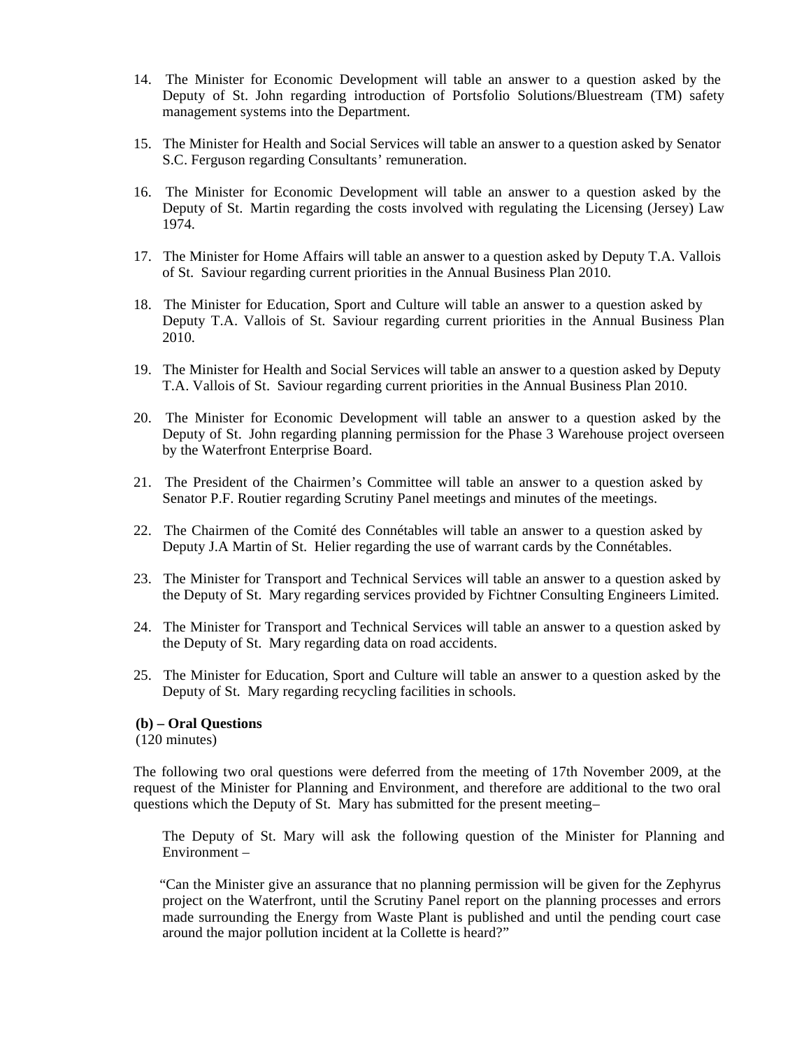14. The Minister for Economic Development will table an answer to a question asked by the Deputy of St. John regarding introduction of Portsfolio Solutions/Bluestream (TM) safety management systems into the Department.

15. The Minister for Health and Social Services will table an answer to a question asked by Senator S.C. Ferguson regarding Consultants' remuneration.

16. The Minister for Economic Development will table an answer to a question asked by the Deputy of St. Martin regarding the costs involved with regulating the Licensing (Jersey) Law 1974.

17. The Minister for Home Affairs will table an answer to a question asked by Deputy T.A. Vallois of St. Saviour regarding current priorities in the Annual Business Plan 2010.

18. The Minister for Education, Sport and Culture will table an answer to a question asked by Deputy T.A. Vallois of St. Saviour regarding current priorities in the Annual Business Plan 2010.

19. The Minister for Health and Social Services will table an answer to a question asked by Deputy T.A. Vallois of St. Saviour regarding current priorities in the Annual Business Plan 2010.

20. The Minister for Economic Development will table an answer to a question asked by the Deputy of St. John regarding planning permission for the Phase 3 Warehouse project overseen by the Waterfront Enterprise Board.

21. The President of the Chairmen's Committee will table an answer to a question asked by Senator P.F. Routier regarding Scrutiny Panel meetings and minutes of the meetings.

22. The Chairmen of the Comité des Connétables will table an answer to a question asked by Deputy J.A Martin of St. Helier regarding the use of warrant cards by the Connétables.

23. The Minister for Transport and Technical Services will table an answer to a question asked by the Deputy of St. Mary regarding services provided by Fichtner Consulting Engineers Limited.

24. The Minister for Transport and Technical Services will table an answer to a question asked by the Deputy of St. Mary regarding data on road accidents.

25. The Minister for Education, Sport and Culture will table an answer to a question asked by the Deputy of St. Mary regarding recycling facilities in schools.

**(b) – Oral Questions**
(120 minutes)

The following two oral questions were deferred from the meeting of 17th November 2009, at the request of the Minister for Planning and Environment, and therefore are additional to the two oral questions which the Deputy of St. Mary has submitted for the present meeting–

The Deputy of St. Mary will ask the following question of the Minister for Planning and Environment –

"Can the Minister give an assurance that no planning permission will be given for the Zephyrus project on the Waterfront, until the Scrutiny Panel report on the planning processes and errors made surrounding the Energy from Waste Plant is published and until the pending court case around the major pollution incident at la Collette is heard?"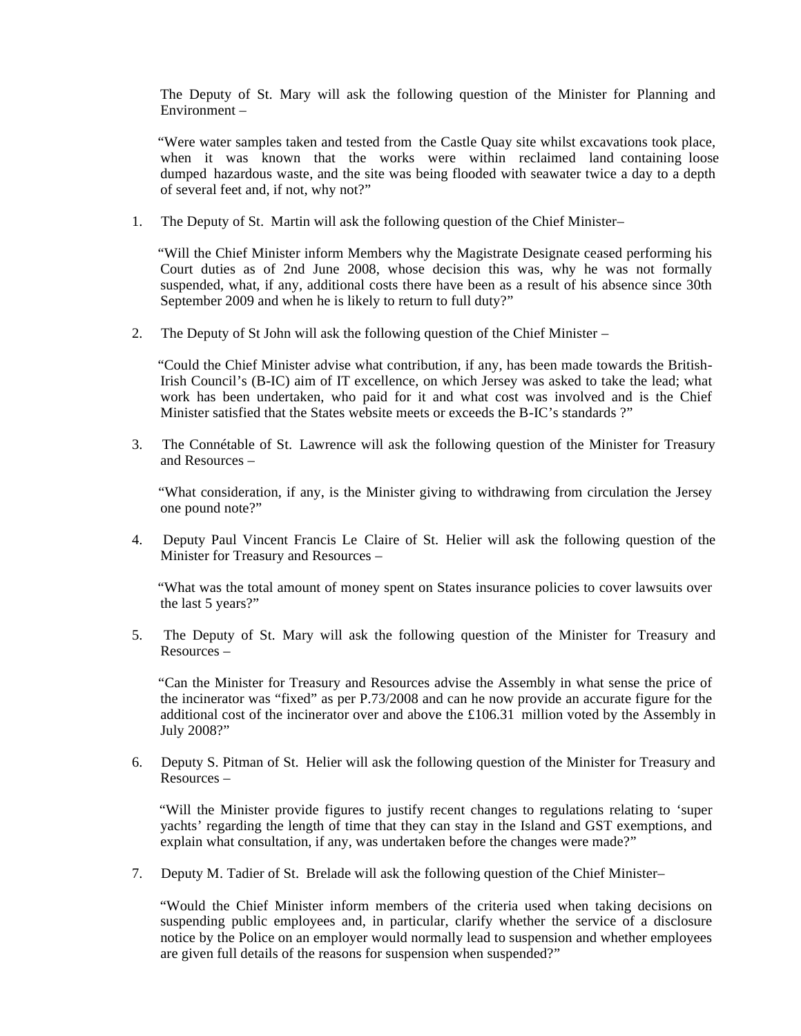The Deputy of St. Mary will ask the following question of the Minister for Planning and Environment –

"Were water samples taken and tested from the Castle Quay site whilst excavations took place, when it was known that the works were within reclaimed land containing loose dumped hazardous waste, and the site was being flooded with seawater twice a day to a depth of several feet and, if not, why not?"

1. The Deputy of St. Martin will ask the following question of the Chief Minister–

   "Will the Chief Minister inform Members why the Magistrate Designate ceased performing his Court duties as of 2nd June 2008, whose decision this was, why he was not formally suspended, what, if any, additional costs there have been as a result of his absence since 30th September 2009 and when he is likely to return to full duty?"

2. The Deputy of St John will ask the following question of the Chief Minister –

   "Could the Chief Minister advise what contribution, if any, has been made towards the British-Irish Council's (B-IC) aim of IT excellence, on which Jersey was asked to take the lead; what work has been undertaken, who paid for it and what cost was involved and is the Chief Minister satisfied that the States website meets or exceeds the B-IC's standards ?"

3. The Connétable of St. Lawrence will ask the following question of the Minister for Treasury and Resources –

   "What consideration, if any, is the Minister giving to withdrawing from circulation the Jersey one pound note?"

4. Deputy Paul Vincent Francis Le Claire of St. Helier will ask the following question of the Minister for Treasury and Resources –

   "What was the total amount of money spent on States insurance policies to cover lawsuits over the last 5 years?"

5. The Deputy of St. Mary will ask the following question of the Minister for Treasury and Resources –

   "Can the Minister for Treasury and Resources advise the Assembly in what sense the price of the incinerator was "fixed" as per P.73/2008 and can he now provide an accurate figure for the additional cost of the incinerator over and above the £106.31 million voted by the Assembly in July 2008?"

6. Deputy S. Pitman of St. Helier will ask the following question of the Minister for Treasury and Resources –

   "Will the Minister provide figures to justify recent changes to regulations relating to 'super yachts' regarding the length of time that they can stay in the Island and GST exemptions, and explain what consultation, if any, was undertaken before the changes were made?"

7. Deputy M. Tadier of St. Brelade will ask the following question of the Chief Minister–

   "Would the Chief Minister inform members of the criteria used when taking decisions on suspending public employees and, in particular, clarify whether the service of a disclosure notice by the Police on an employer would normally lead to suspension and whether employees are given full details of the reasons for suspension when suspended?"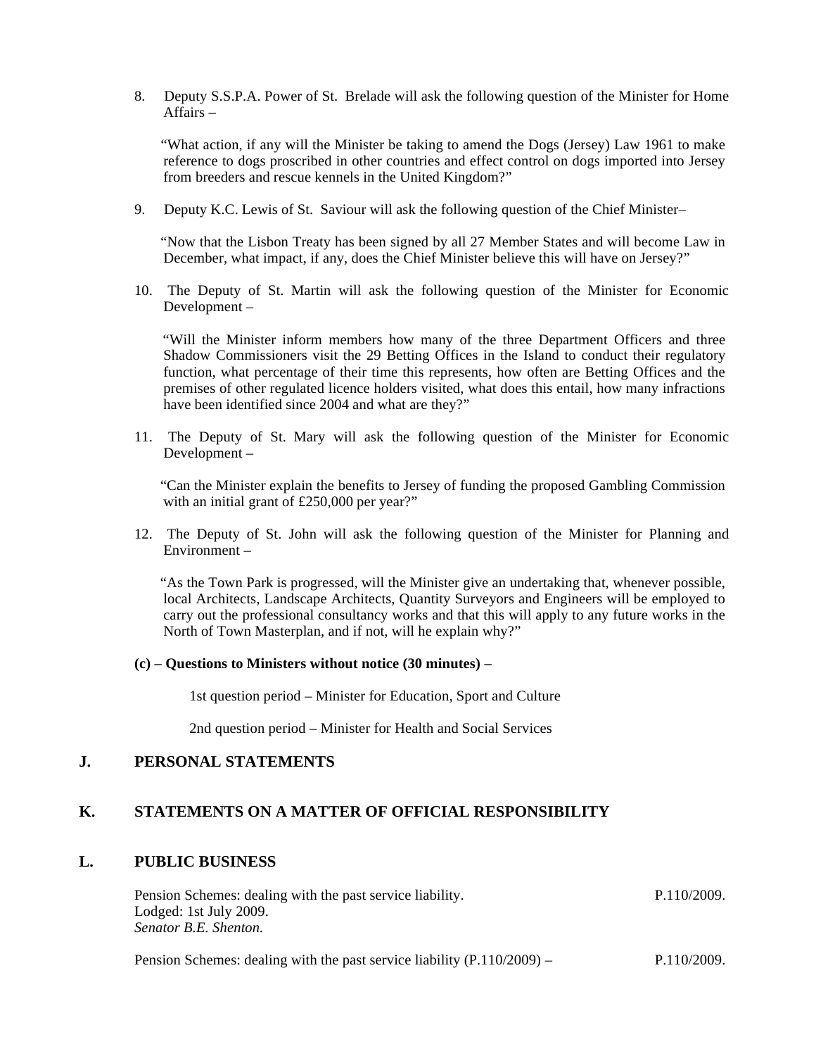8. Deputy S.S.P.A. Power of St. Brelade will ask the following question of the Minister for Home Affairs –

   "What action, if any will the Minister be taking to amend the Dogs (Jersey) Law 1961 to make reference to dogs proscribed in other countries and effect control on dogs imported into Jersey from breeders and rescue kennels in the United Kingdom?"

9. Deputy K.C. Lewis of St. Saviour will ask the following question of the Chief Minister–

   "Now that the Lisbon Treaty has been signed by all 27 Member States and will become Law in December, what impact, if any, does the Chief Minister believe this will have on Jersey?"

10. The Deputy of St. Martin will ask the following question of the Minister for Economic Development –

    "Will the Minister inform members how many of the three Department Officers and three Shadow Commissioners visit the 29 Betting Offices in the Island to conduct their regulatory function, what percentage of their time this represents, how often are Betting Offices and the premises of other regulated licence holders visited, what does this entail, how many infractions have been identified since 2004 and what are they?"

11. The Deputy of St. Mary will ask the following question of the Minister for Economic Development –

    "Can the Minister explain the benefits to Jersey of funding the proposed Gambling Commission with an initial grant of £250,000 per year?"

12. The Deputy of St. John will ask the following question of the Minister for Planning and Environment –

    "As the Town Park is progressed, will the Minister give an undertaking that, whenever possible, local Architects, Landscape Architects, Quantity Surveyors and Engineers will be employed to carry out the professional consultancy works and that this will apply to any future works in the North of Town Masterplan, and if not, will he explain why?"

**(c) – Questions to Ministers without notice (30 minutes) –**

1st question period – Minister for Education, Sport and Culture

2nd question period – Minister for Health and Social Services

## J. PERSONAL STATEMENTS

## K. STATEMENTS ON A MATTER OF OFFICIAL RESPONSIBILITY

## L. PUBLIC BUSINESS

Pension Schemes: dealing with the past service liability. P.110/2009.
Lodged: 1st July 2009.
*Senator B.E. Shenton.*

Pension Schemes: dealing with the past service liability (P.110/2009) – P.110/2009.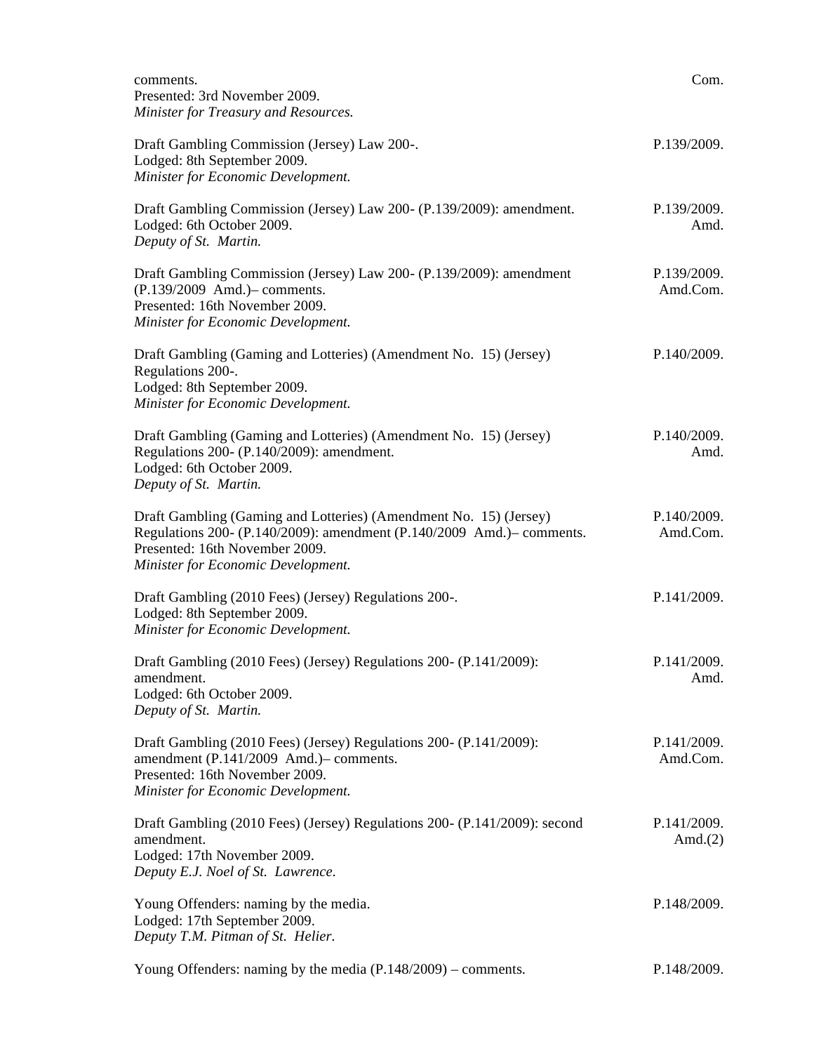comments.
Presented: 3rd November 2009.
*Minister for Treasury and Resources.*

Com.

Draft Gambling Commission (Jersey) Law 200-.
Lodged: 8th September 2009.
*Minister for Economic Development.*

P.139/2009.

Draft Gambling Commission (Jersey) Law 200- (P.139/2009): amendment.
Lodged: 6th October 2009.
*Deputy of St. Martin.*

P.139/2009. Amd.

Draft Gambling Commission (Jersey) Law 200- (P.139/2009): amendment (P.139/2009 Amd.)– comments.
Presented: 16th November 2009.
*Minister for Economic Development.*

P.139/2009. Amd.Com.

Draft Gambling (Gaming and Lotteries) (Amendment No. 15) (Jersey) Regulations 200-.
Lodged: 8th September 2009.
*Minister for Economic Development.*

P.140/2009.

Draft Gambling (Gaming and Lotteries) (Amendment No. 15) (Jersey) Regulations 200- (P.140/2009): amendment.
Lodged: 6th October 2009.
*Deputy of St. Martin.*

P.140/2009. Amd.

Draft Gambling (Gaming and Lotteries) (Amendment No. 15) (Jersey) Regulations 200- (P.140/2009): amendment (P.140/2009 Amd.)– comments.
Presented: 16th November 2009.
*Minister for Economic Development.*

P.140/2009. Amd.Com.

Draft Gambling (2010 Fees) (Jersey) Regulations 200-.
Lodged: 8th September 2009.
*Minister for Economic Development.*

P.141/2009.

Draft Gambling (2010 Fees) (Jersey) Regulations 200- (P.141/2009): amendment.
Lodged: 6th October 2009.
*Deputy of St. Martin.*

P.141/2009. Amd.

Draft Gambling (2010 Fees) (Jersey) Regulations 200- (P.141/2009): amendment (P.141/2009 Amd.)– comments.
Presented: 16th November 2009.
*Minister for Economic Development.*

P.141/2009. Amd.Com.

Draft Gambling (2010 Fees) (Jersey) Regulations 200- (P.141/2009): second amendment.
Lodged: 17th November 2009.
*Deputy E.J. Noel of St. Lawrence.*

P.141/2009. Amd.(2)

Young Offenders: naming by the media.
Lodged: 17th September 2009.
*Deputy T.M. Pitman of St. Helier.*

P.148/2009.

Young Offenders: naming by the media (P.148/2009) – comments.

P.148/2009.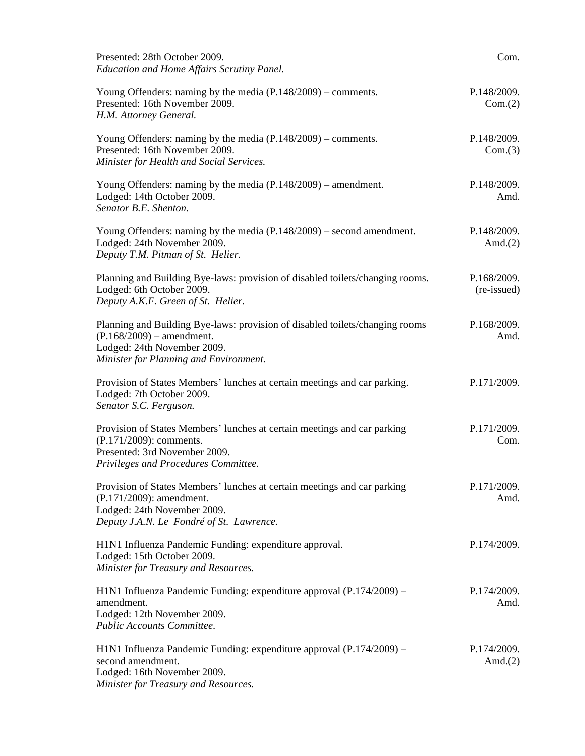Presented: 28th October 2009. Com.
*Education and Home Affairs Scrutiny Panel.*

Young Offenders: naming by the media (P.148/2009) – comments. P.148/2009. Com.(2)
Presented: 16th November 2009.
*H.M. Attorney General.*

Young Offenders: naming by the media (P.148/2009) – comments. P.148/2009. Com.(3)
Presented: 16th November 2009.
*Minister for Health and Social Services.*

Young Offenders: naming by the media (P.148/2009) – amendment. P.148/2009. Amd.
Lodged: 14th October 2009.
*Senator B.E. Shenton.*

Young Offenders: naming by the media (P.148/2009) – second amendment. P.148/2009. Amd.(2)
Lodged: 24th November 2009.
*Deputy T.M. Pitman of St. Helier.*

Planning and Building Bye-laws: provision of disabled toilets/changing rooms. P.168/2009. (re-issued)
Lodged: 6th October 2009.
*Deputy A.K.F. Green of St. Helier.*

Planning and Building Bye-laws: provision of disabled toilets/changing rooms (P.168/2009) – amendment. P.168/2009. Amd.
Lodged: 24th November 2009.
*Minister for Planning and Environment.*

Provision of States Members' lunches at certain meetings and car parking. P.171/2009.
Lodged: 7th October 2009.
*Senator S.C. Ferguson.*

Provision of States Members' lunches at certain meetings and car parking (P.171/2009): comments. P.171/2009. Com.
Presented: 3rd November 2009.
*Privileges and Procedures Committee.*

Provision of States Members' lunches at certain meetings and car parking (P.171/2009): amendment. P.171/2009. Amd.
Lodged: 24th November 2009.
*Deputy J.A.N. Le Fondré of St. Lawrence.*

H1N1 Influenza Pandemic Funding: expenditure approval. P.174/2009.
Lodged: 15th October 2009.
*Minister for Treasury and Resources.*

H1N1 Influenza Pandemic Funding: expenditure approval (P.174/2009) – amendment. P.174/2009. Amd.
Lodged: 12th November 2009.
*Public Accounts Committee.*

H1N1 Influenza Pandemic Funding: expenditure approval (P.174/2009) – second amendment. P.174/2009. Amd.(2)
Lodged: 16th November 2009.
*Minister for Treasury and Resources.*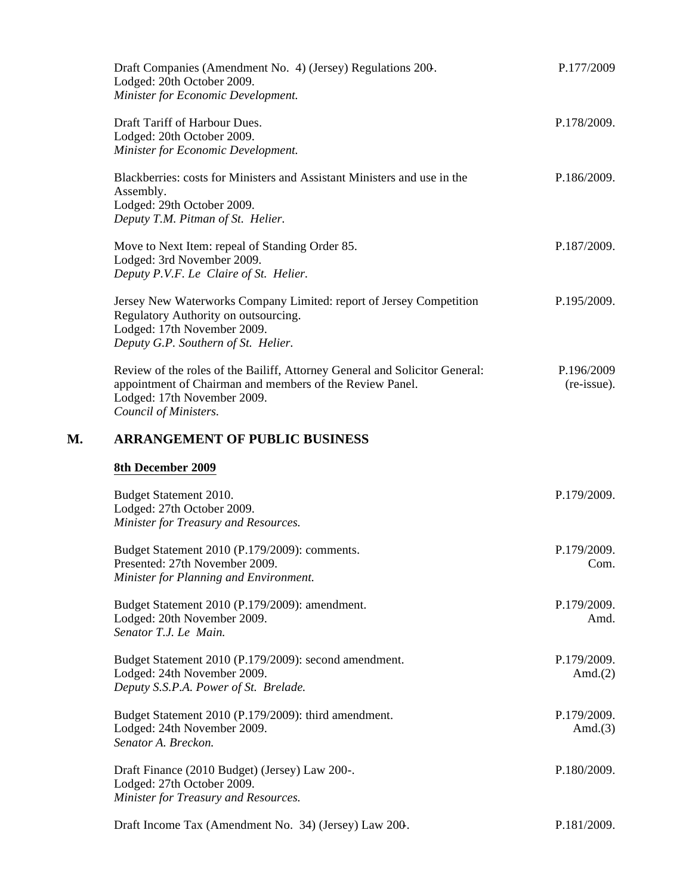Draft Companies (Amendment No. 4) (Jersey) Regulations 200-. P.177/2009
Lodged: 20th October 2009.
*Minister for Economic Development.*

Draft Tariff of Harbour Dues. P.178/2009.
Lodged: 20th October 2009.
*Minister for Economic Development.*

Blackberries: costs for Ministers and Assistant Ministers and use in the Assembly. P.186/2009.
Lodged: 29th October 2009.
*Deputy T.M. Pitman of St. Helier.*

Move to Next Item: repeal of Standing Order 85. P.187/2009.
Lodged: 3rd November 2009.
*Deputy P.V.F. Le Claire of St. Helier.*

Jersey New Waterworks Company Limited: report of Jersey Competition Regulatory Authority on outsourcing. P.195/2009.
Lodged: 17th November 2009.
*Deputy G.P. Southern of St. Helier.*

Review of the roles of the Bailiff, Attorney General and Solicitor General: appointment of Chairman and members of the Review Panel. P.196/2009 (re-issue).
Lodged: 17th November 2009.
*Council of Ministers.*

## M. ARRANGEMENT OF PUBLIC BUSINESS

**8th December 2009**

Budget Statement 2010. P.179/2009.
Lodged: 27th October 2009.
*Minister for Treasury and Resources.*

Budget Statement 2010 (P.179/2009): comments. P.179/2009. Com.
Presented: 27th November 2009.
*Minister for Planning and Environment.*

Budget Statement 2010 (P.179/2009): amendment. P.179/2009. Amd.
Lodged: 20th November 2009.
*Senator T.J. Le Main.*

Budget Statement 2010 (P.179/2009): second amendment. P.179/2009. Amd.(2)
Lodged: 24th November 2009.
*Deputy S.S.P.A. Power of St. Brelade.*

Budget Statement 2010 (P.179/2009): third amendment. P.179/2009. Amd.(3)
Lodged: 24th November 2009.
*Senator A. Breckon.*

Draft Finance (2010 Budget) (Jersey) Law 200-. P.180/2009.
Lodged: 27th October 2009.
*Minister for Treasury and Resources.*

Draft Income Tax (Amendment No. 34) (Jersey) Law 200-. P.181/2009.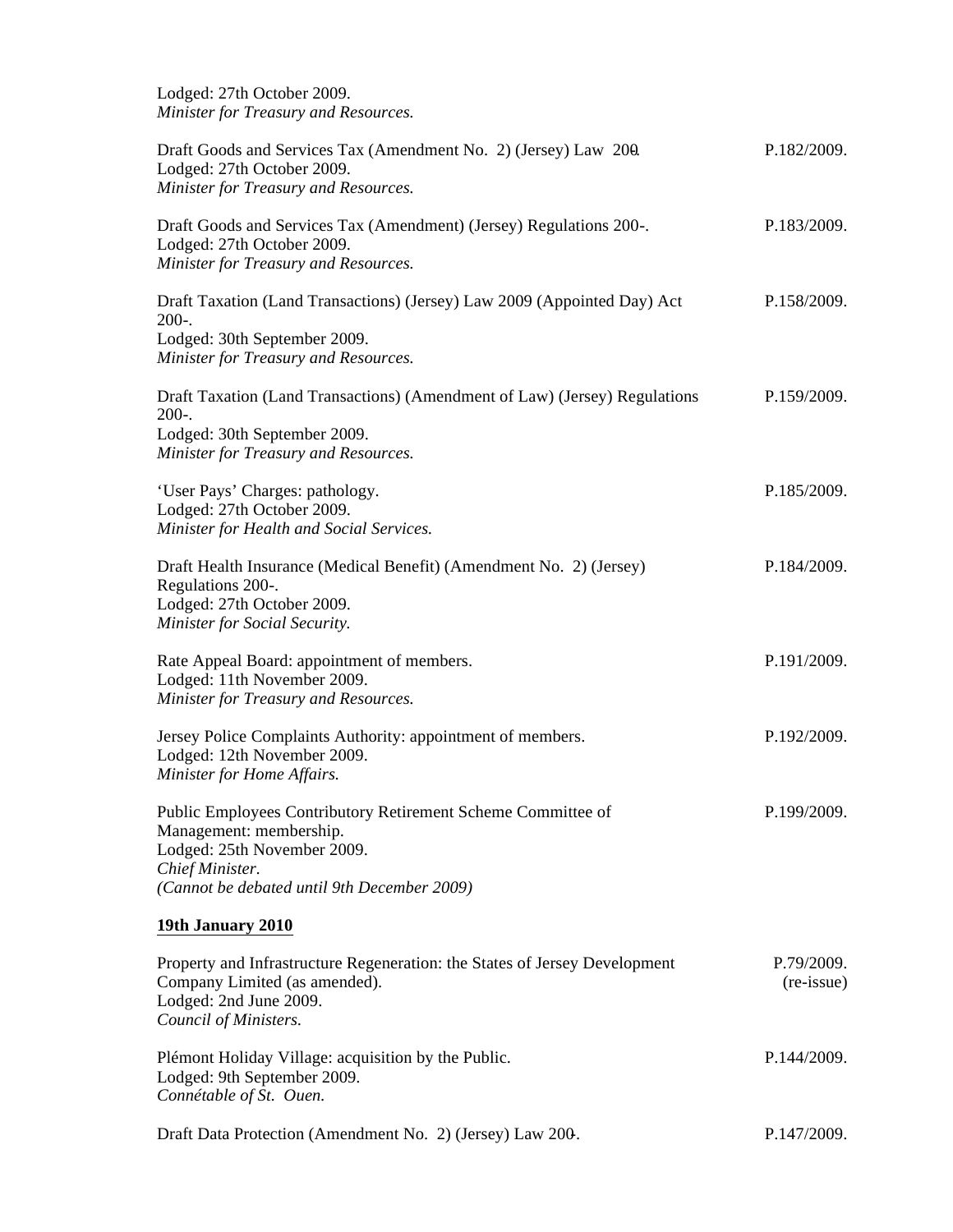Lodged: 27th October 2009.
*Minister for Treasury and Resources.*

| | |
|---|---|
| Draft Goods and Services Tax (Amendment No. 2) (Jersey) Law 200-.<br>Lodged: 27th October 2009.<br>*Minister for Treasury and Resources.* | P.182/2009. |
| Draft Goods and Services Tax (Amendment) (Jersey) Regulations 200-.<br>Lodged: 27th October 2009.<br>*Minister for Treasury and Resources.* | P.183/2009. |
| Draft Taxation (Land Transactions) (Jersey) Law 2009 (Appointed Day) Act 200-.<br>Lodged: 30th September 2009.<br>*Minister for Treasury and Resources.* | P.158/2009. |
| Draft Taxation (Land Transactions) (Amendment of Law) (Jersey) Regulations 200-.<br>Lodged: 30th September 2009.<br>*Minister for Treasury and Resources.* | P.159/2009. |
| 'User Pays' Charges: pathology.<br>Lodged: 27th October 2009.<br>*Minister for Health and Social Services.* | P.185/2009. |
| Draft Health Insurance (Medical Benefit) (Amendment No. 2) (Jersey) Regulations 200-.<br>Lodged: 27th October 2009.<br>*Minister for Social Security.* | P.184/2009. |
| Rate Appeal Board: appointment of members.<br>Lodged: 11th November 2009.<br>*Minister for Treasury and Resources.* | P.191/2009. |
| Jersey Police Complaints Authority: appointment of members.<br>Lodged: 12th November 2009.<br>*Minister for Home Affairs.* | P.192/2009. |
| Public Employees Contributory Retirement Scheme Committee of Management: membership.<br>Lodged: 25th November 2009.<br>*Chief Minister.*<br>*(Cannot be debated until 9th December 2009)* | P.199/2009. |

**19th January 2010**

| | |
|---|---|
| Property and Infrastructure Regeneration: the States of Jersey Development Company Limited (as amended).<br>Lodged: 2nd June 2009.<br>*Council of Ministers.* | P.79/2009.<br>(re-issue) |
| Plémont Holiday Village: acquisition by the Public.<br>Lodged: 9th September 2009.<br>*Connétable of St. Ouen.* | P.144/2009. |
| Draft Data Protection (Amendment No. 2) (Jersey) Law 200-. | P.147/2009. |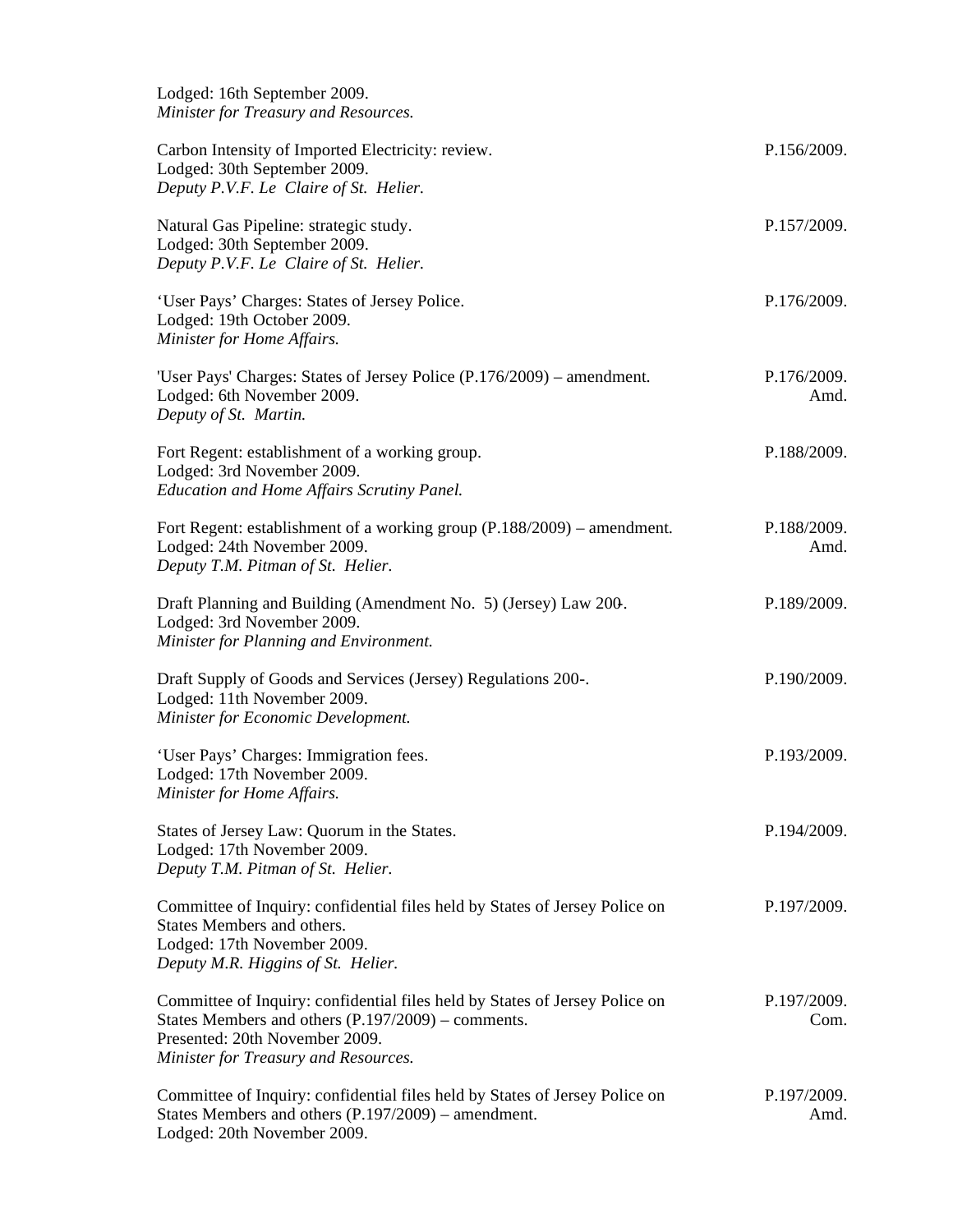Lodged: 16th September 2009.
*Minister for Treasury and Resources.*

Carbon Intensity of Imported Electricity: review. P.156/2009.
Lodged: 30th September 2009.
*Deputy P.V.F. Le Claire of St. Helier.*

Natural Gas Pipeline: strategic study. P.157/2009.
Lodged: 30th September 2009.
*Deputy P.V.F. Le Claire of St. Helier.*

'User Pays' Charges: States of Jersey Police. P.176/2009.
Lodged: 19th October 2009.
*Minister for Home Affairs.*

'User Pays' Charges: States of Jersey Police (P.176/2009) – amendment. P.176/2009. Amd.
Lodged: 6th November 2009.
*Deputy of St. Martin.*

Fort Regent: establishment of a working group. P.188/2009.
Lodged: 3rd November 2009.
*Education and Home Affairs Scrutiny Panel.*

Fort Regent: establishment of a working group (P.188/2009) – amendment. P.188/2009. Amd.
Lodged: 24th November 2009.
*Deputy T.M. Pitman of St. Helier.*

Draft Planning and Building (Amendment No. 5) (Jersey) Law 200-. P.189/2009.
Lodged: 3rd November 2009.
*Minister for Planning and Environment.*

Draft Supply of Goods and Services (Jersey) Regulations 200-. P.190/2009.
Lodged: 11th November 2009.
*Minister for Economic Development.*

'User Pays' Charges: Immigration fees. P.193/2009.
Lodged: 17th November 2009.
*Minister for Home Affairs.*

States of Jersey Law: Quorum in the States. P.194/2009.
Lodged: 17th November 2009.
*Deputy T.M. Pitman of St. Helier.*

Committee of Inquiry: confidential files held by States of Jersey Police on States Members and others. P.197/2009.
Lodged: 17th November 2009.
*Deputy M.R. Higgins of St. Helier.*

Committee of Inquiry: confidential files held by States of Jersey Police on States Members and others (P.197/2009) – comments. P.197/2009. Com.
Presented: 20th November 2009.
*Minister for Treasury and Resources.*

Committee of Inquiry: confidential files held by States of Jersey Police on States Members and others (P.197/2009) – amendment. P.197/2009. Amd.
Lodged: 20th November 2009.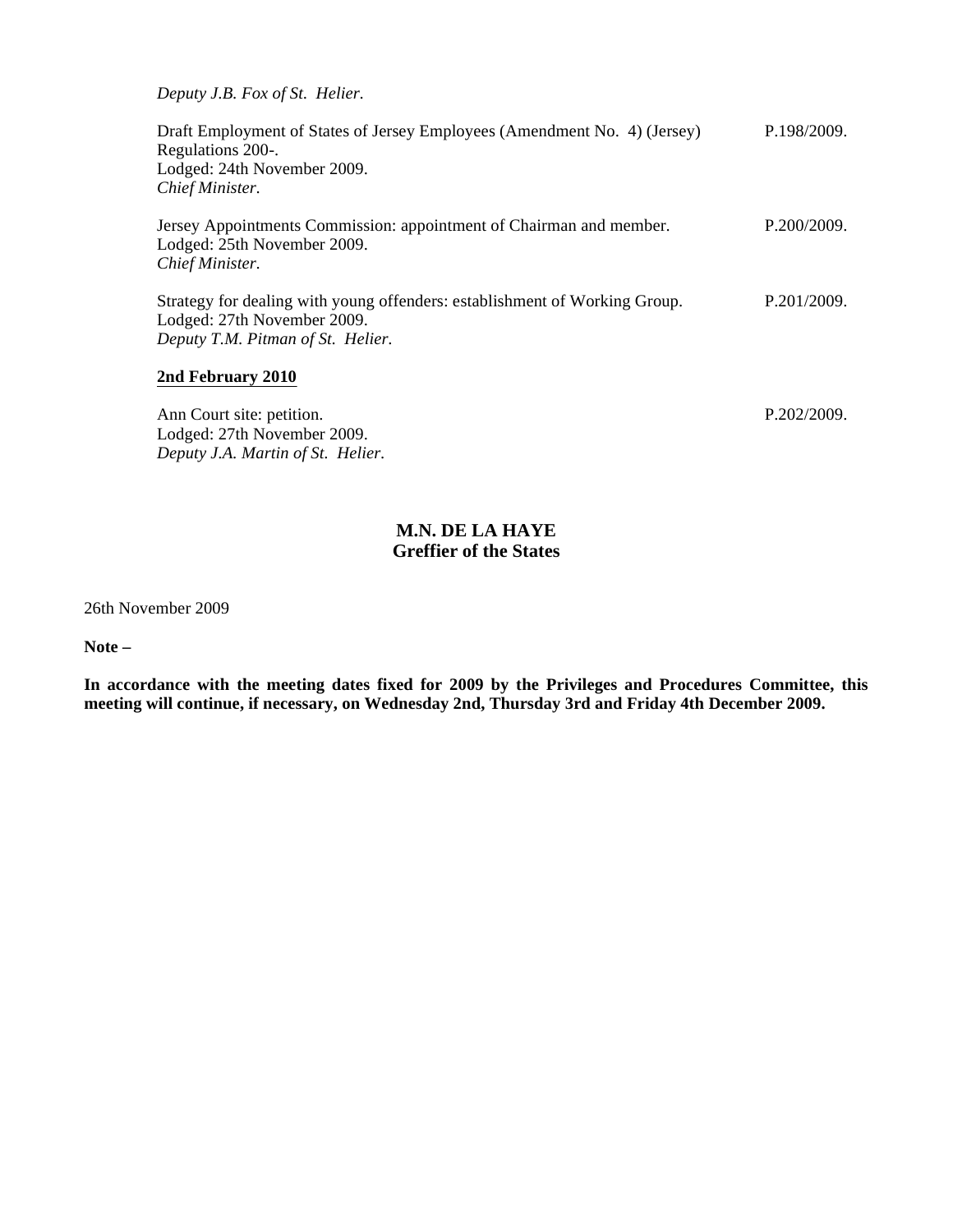*Deputy J.B. Fox of St. Helier.*

Draft Employment of States of Jersey Employees (Amendment No. 4) (Jersey) Regulations 200-. P.198/2009.
Lodged: 24th November 2009.
*Chief Minister.*

Jersey Appointments Commission: appointment of Chairman and member. P.200/2009.
Lodged: 25th November 2009.
*Chief Minister.*

Strategy for dealing with young offenders: establishment of Working Group. P.201/2009.
Lodged: 27th November 2009.
*Deputy T.M. Pitman of St. Helier.*

**2nd February 2010**

Ann Court site: petition. P.202/2009.
Lodged: 27th November 2009.
*Deputy J.A. Martin of St. Helier.*

**M.N. DE LA HAYE**
**Greffier of the States**

26th November 2009

**Note –**

**In accordance with the meeting dates fixed for 2009 by the Privileges and Procedures Committee, this meeting will continue, if necessary, on Wednesday 2nd, Thursday 3rd and Friday 4th December 2009.**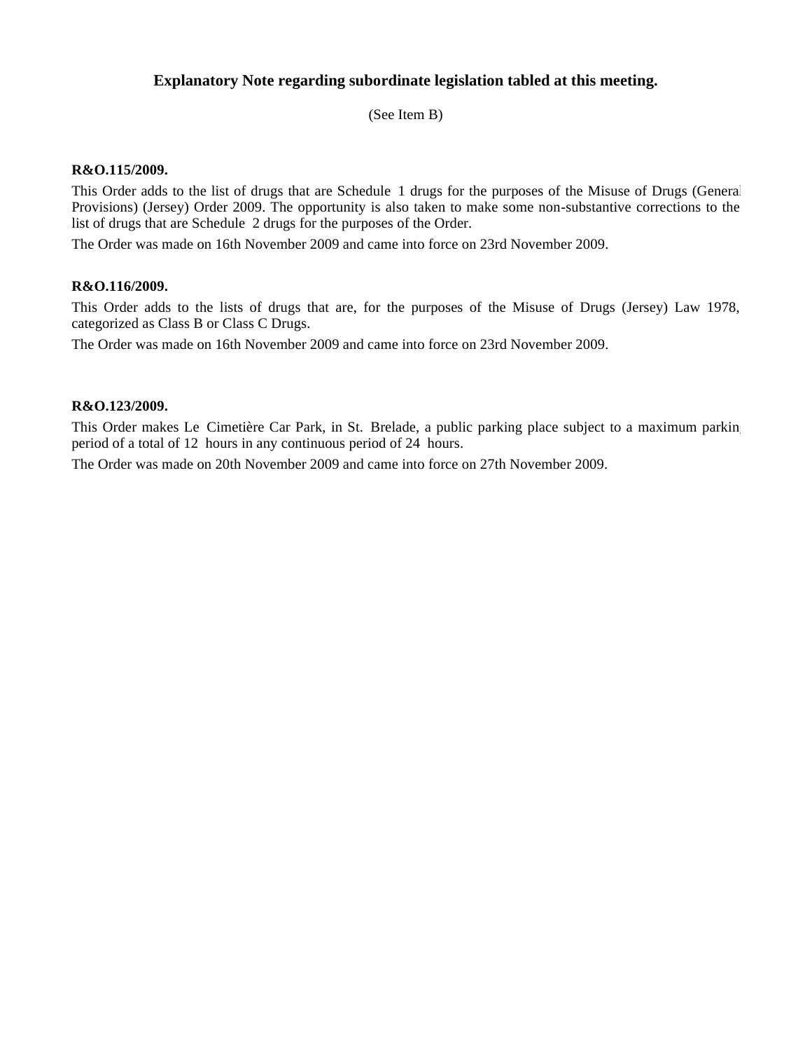## Explanatory Note regarding subordinate legislation tabled at this meeting.

(See Item B)

**R&O.115/2009.**

This Order adds to the list of drugs that are Schedule 1 drugs for the purposes of the Misuse of Drugs (General Provisions) (Jersey) Order 2009. The opportunity is also taken to make some non-substantive corrections to the list of drugs that are Schedule 2 drugs for the purposes of the Order.

The Order was made on 16th November 2009 and came into force on 23rd November 2009.

**R&O.116/2009.**

This Order adds to the lists of drugs that are, for the purposes of the Misuse of Drugs (Jersey) Law 1978, categorized as Class B or Class C Drugs.

The Order was made on 16th November 2009 and came into force on 23rd November 2009.

**R&O.123/2009.**

This Order makes Le Cimetière Car Park, in St. Brelade, a public parking place subject to a maximum parking period of a total of 12 hours in any continuous period of 24 hours.

The Order was made on 20th November 2009 and came into force on 27th November 2009.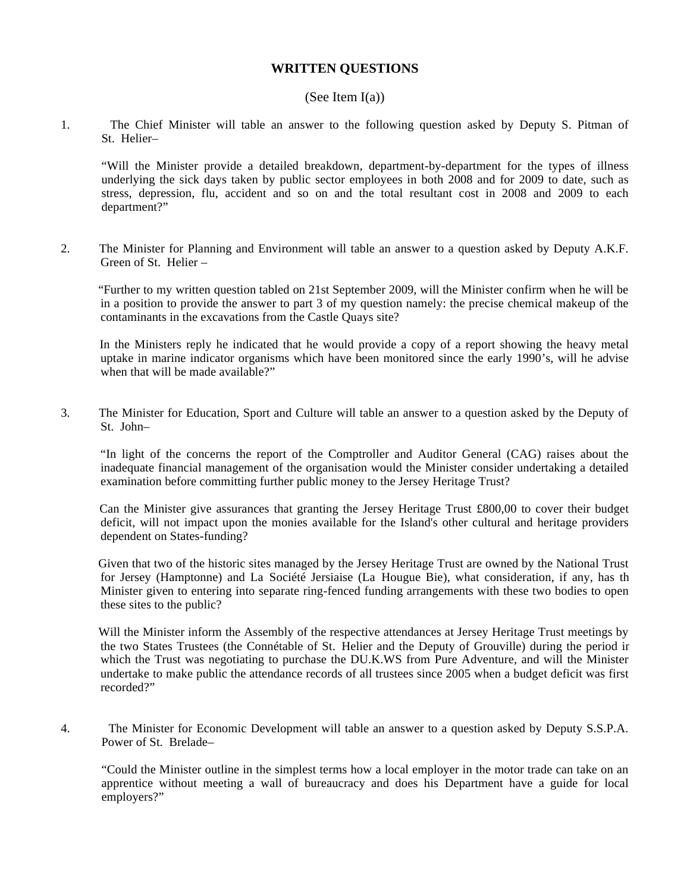# WRITTEN QUESTIONS

(See Item I(a))

1. The Chief Minister will table an answer to the following question asked by Deputy S. Pitman of St. Helier–

   "Will the Minister provide a detailed breakdown, department-by-department for the types of illness underlying the sick days taken by public sector employees in both 2008 and for 2009 to date, such as stress, depression, flu, accident and so on and the total resultant cost in 2008 and 2009 to each department?"

2. The Minister for Planning and Environment will table an answer to a question asked by Deputy A.K.F. Green of St. Helier –

   "Further to my written question tabled on 21st September 2009, will the Minister confirm when he will be in a position to provide the answer to part 3 of my question namely: the precise chemical makeup of the contaminants in the excavations from the Castle Quays site?

   In the Ministers reply he indicated that he would provide a copy of a report showing the heavy metal uptake in marine indicator organisms which have been monitored since the early 1990's, will he advise when that will be made available?"

3. The Minister for Education, Sport and Culture will table an answer to a question asked by the Deputy of St. John–

   "In light of the concerns the report of the Comptroller and Auditor General (CAG) raises about the inadequate financial management of the organisation would the Minister consider undertaking a detailed examination before committing further public money to the Jersey Heritage Trust?

   Can the Minister give assurances that granting the Jersey Heritage Trust £800,00 to cover their budget deficit, will not impact upon the monies available for the Island's other cultural and heritage providers dependent on States-funding?

   Given that two of the historic sites managed by the Jersey Heritage Trust are owned by the National Trust for Jersey (Hamptonne) and La Société Jersiaise (La Hougue Bie), what consideration, if any, has th Minister given to entering into separate ring-fenced funding arrangements with these two bodies to open these sites to the public?

   Will the Minister inform the Assembly of the respective attendances at Jersey Heritage Trust meetings by the two States Trustees (the Connétable of St. Helier and the Deputy of Grouville) during the period ir which the Trust was negotiating to purchase the DU.K.WS from Pure Adventure, and will the Minister undertake to make public the attendance records of all trustees since 2005 when a budget deficit was first recorded?"

4. The Minister for Economic Development will table an answer to a question asked by Deputy S.S.P.A. Power of St. Brelade–

   "Could the Minister outline in the simplest terms how a local employer in the motor trade can take on an apprentice without meeting a wall of bureaucracy and does his Department have a guide for local employers?"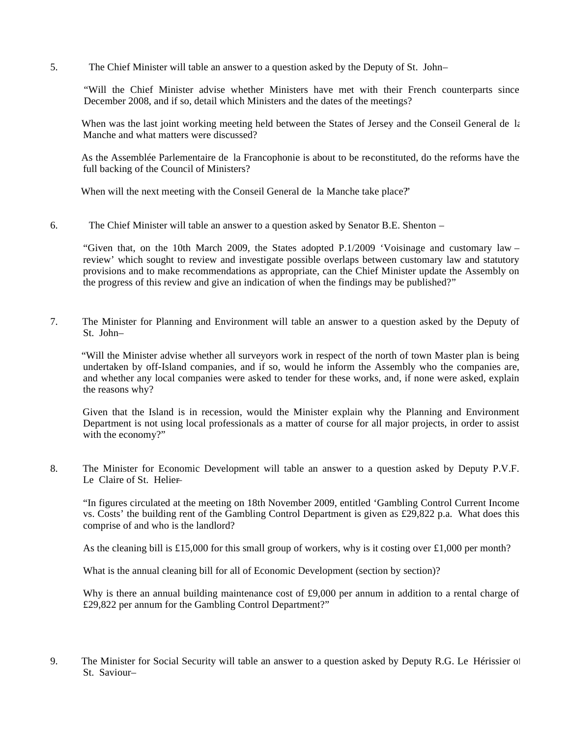5. The Chief Minister will table an answer to a question asked by the Deputy of St. John–

   "Will the Chief Minister advise whether Ministers have met with their French counterparts since December 2008, and if so, detail which Ministers and the dates of the meetings?

   When was the last joint working meeting held between the States of Jersey and the Conseil General de la Manche and what matters were discussed?

   As the Assemblée Parlementaire de la Francophonie is about to be re-constituted, do the reforms have the full backing of the Council of Ministers?

   When will the next meeting with the Conseil General de la Manche take place?"

6. The Chief Minister will table an answer to a question asked by Senator B.E. Shenton –

   "Given that, on the 10th March 2009, the States adopted P.1/2009 'Voisinage and customary law – review' which sought to review and investigate possible overlaps between customary law and statutory provisions and to make recommendations as appropriate, can the Chief Minister update the Assembly on the progress of this review and give an indication of when the findings may be published?"

7. The Minister for Planning and Environment will table an answer to a question asked by the Deputy of St. John–

   "Will the Minister advise whether all surveyors work in respect of the north of town Master plan is being undertaken by off-Island companies, and if so, would he inform the Assembly who the companies are, and whether any local companies were asked to tender for these works, and, if none were asked, explain the reasons why?

   Given that the Island is in recession, would the Minister explain why the Planning and Environment Department is not using local professionals as a matter of course for all major projects, in order to assist with the economy?"

8. The Minister for Economic Development will table an answer to a question asked by Deputy P.V.F. Le Claire of St. Helier–

   "In figures circulated at the meeting on 18th November 2009, entitled 'Gambling Control Current Income vs. Costs' the building rent of the Gambling Control Department is given as £29,822 p.a. What does this comprise of and who is the landlord?

   As the cleaning bill is £15,000 for this small group of workers, why is it costing over £1,000 per month?

   What is the annual cleaning bill for all of Economic Development (section by section)?

   Why is there an annual building maintenance cost of £9,000 per annum in addition to a rental charge of £29,822 per annum for the Gambling Control Department?"

9. The Minister for Social Security will table an answer to a question asked by Deputy R.G. Le Hérissier of St. Saviour–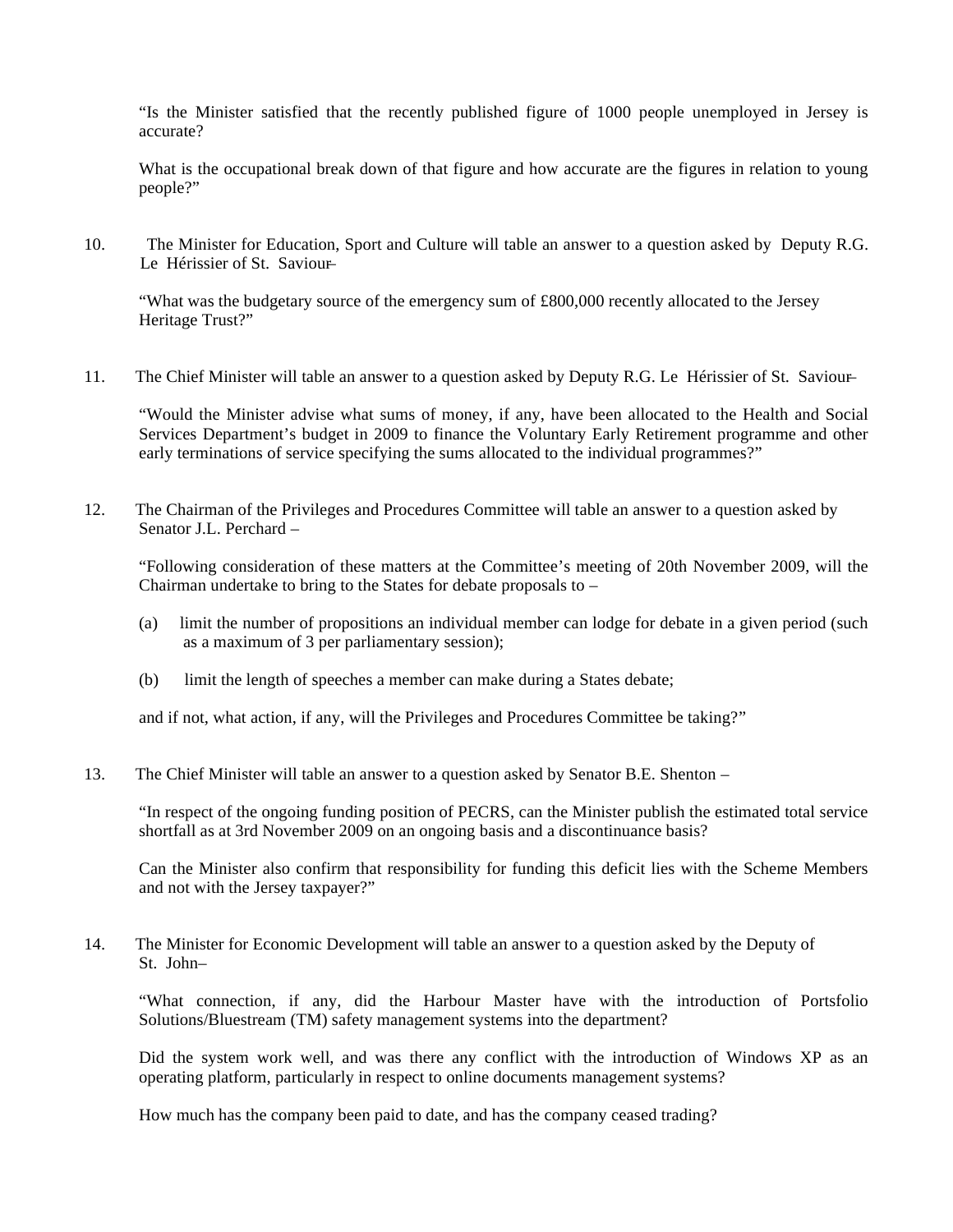"Is the Minister satisfied that the recently published figure of 1000 people unemployed in Jersey is accurate?

What is the occupational break down of that figure and how accurate are the figures in relation to young people?"

10. The Minister for Education, Sport and Culture will table an answer to a question asked by Deputy R.G. Le Hérissier of St. Saviour –

"What was the budgetary source of the emergency sum of £800,000 recently allocated to the Jersey Heritage Trust?"

11. The Chief Minister will table an answer to a question asked by Deputy R.G. Le Hérissier of St. Saviour –

"Would the Minister advise what sums of money, if any, have been allocated to the Health and Social Services Department's budget in 2009 to finance the Voluntary Early Retirement programme and other early terminations of service specifying the sums allocated to the individual programmes?"

12. The Chairman of the Privileges and Procedures Committee will table an answer to a question asked by Senator J.L. Perchard –

"Following consideration of these matters at the Committee's meeting of 20th November 2009, will the Chairman undertake to bring to the States for debate proposals to –

(a) limit the number of propositions an individual member can lodge for debate in a given period (such as a maximum of 3 per parliamentary session);

(b) limit the length of speeches a member can make during a States debate;

and if not, what action, if any, will the Privileges and Procedures Committee be taking?"

13. The Chief Minister will table an answer to a question asked by Senator B.E. Shenton –

"In respect of the ongoing funding position of PECRS, can the Minister publish the estimated total service shortfall as at 3rd November 2009 on an ongoing basis and a discontinuance basis?

Can the Minister also confirm that responsibility for funding this deficit lies with the Scheme Members and not with the Jersey taxpayer?"

14. The Minister for Economic Development will table an answer to a question asked by the Deputy of St. John –

"What connection, if any, did the Harbour Master have with the introduction of Portsfolio Solutions/Bluestream (TM) safety management systems into the department?

Did the system work well, and was there any conflict with the introduction of Windows XP as an operating platform, particularly in respect to online documents management systems?

How much has the company been paid to date, and has the company ceased trading?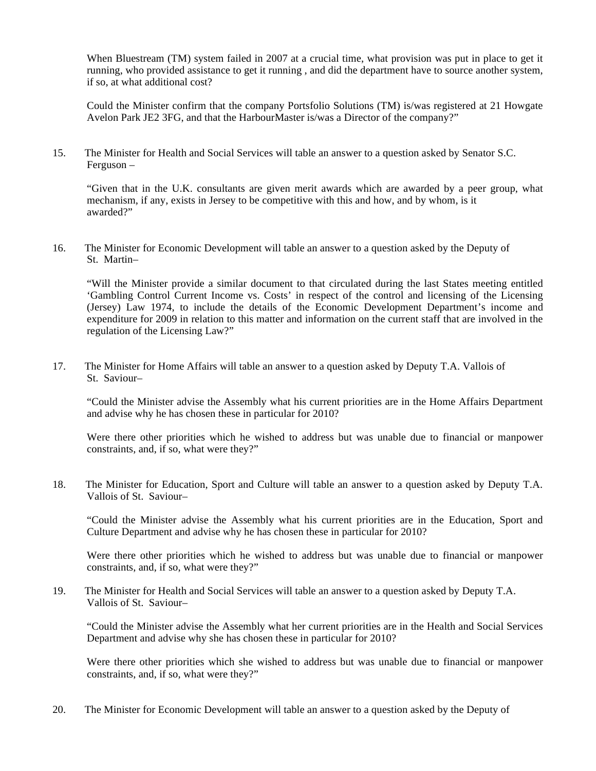When Bluestream (TM) system failed in 2007 at a crucial time, what provision was put in place to get it running, who provided assistance to get it running , and did the department have to source another system, if so, at what additional cost?

Could the Minister confirm that the company Portsfolio Solutions (TM) is/was registered at 21 Howgate Avelon Park JE2 3FG, and that the HarbourMaster is/was a Director of the company?"

15. The Minister for Health and Social Services will table an answer to a question asked by Senator S.C. Ferguson –

"Given that in the U.K. consultants are given merit awards which are awarded by a peer group, what mechanism, if any, exists in Jersey to be competitive with this and how, and by whom, is it awarded?"

16. The Minister for Economic Development will table an answer to a question asked by the Deputy of St. Martin–

"Will the Minister provide a similar document to that circulated during the last States meeting entitled 'Gambling Control Current Income vs. Costs' in respect of the control and licensing of the Licensing (Jersey) Law 1974, to include the details of the Economic Development Department's income and expenditure for 2009 in relation to this matter and information on the current staff that are involved in the regulation of the Licensing Law?"

17. The Minister for Home Affairs will table an answer to a question asked by Deputy T.A. Vallois of St. Saviour–

"Could the Minister advise the Assembly what his current priorities are in the Home Affairs Department and advise why he has chosen these in particular for 2010?

Were there other priorities which he wished to address but was unable due to financial or manpower constraints, and, if so, what were they?"

18. The Minister for Education, Sport and Culture will table an answer to a question asked by Deputy T.A. Vallois of St. Saviour–

"Could the Minister advise the Assembly what his current priorities are in the Education, Sport and Culture Department and advise why he has chosen these in particular for 2010?

Were there other priorities which he wished to address but was unable due to financial or manpower constraints, and, if so, what were they?"

19. The Minister for Health and Social Services will table an answer to a question asked by Deputy T.A. Vallois of St. Saviour–

"Could the Minister advise the Assembly what her current priorities are in the Health and Social Services Department and advise why she has chosen these in particular for 2010?

Were there other priorities which she wished to address but was unable due to financial or manpower constraints, and, if so, what were they?"

20. The Minister for Economic Development will table an answer to a question asked by the Deputy of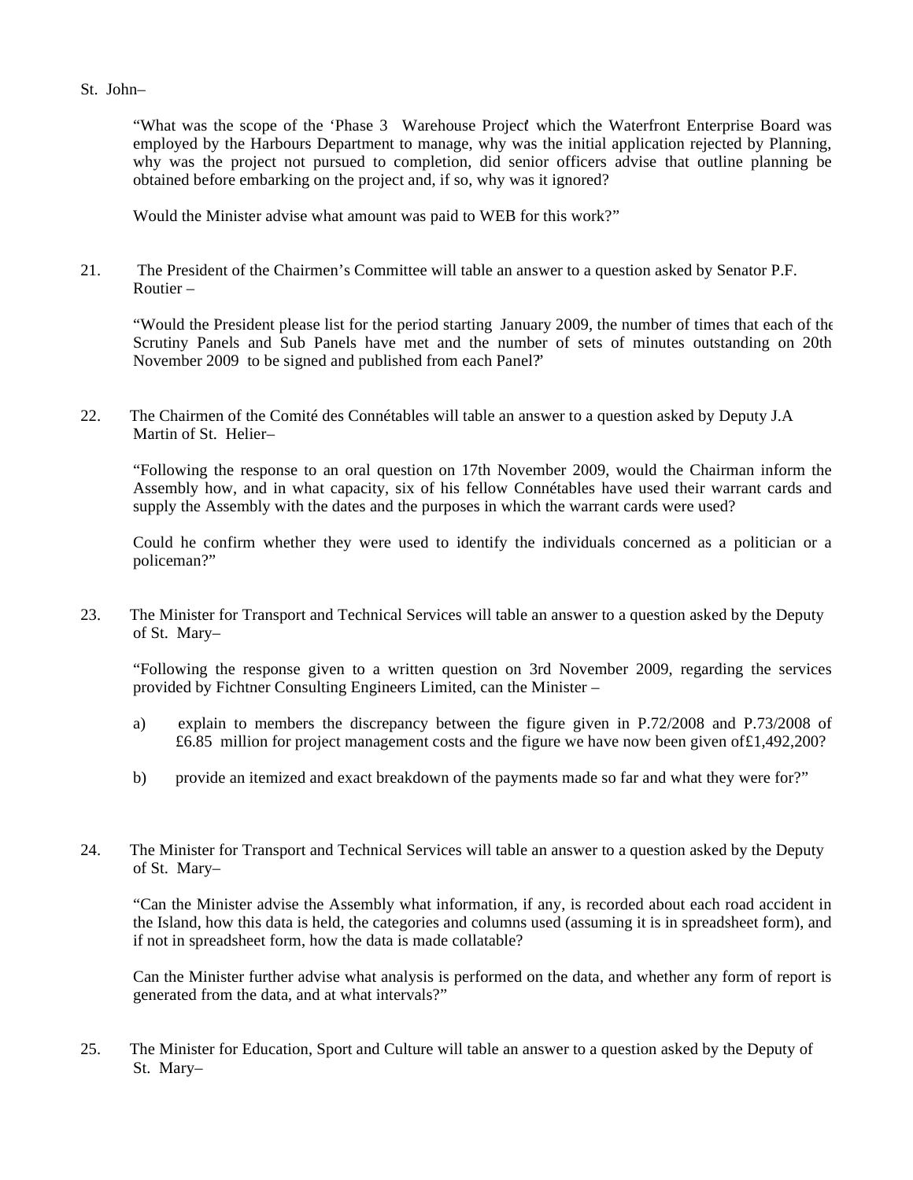St. John–

"What was the scope of the 'Phase 3 Warehouse Project' which the Waterfront Enterprise Board was employed by the Harbours Department to manage, why was the initial application rejected by Planning, why was the project not pursued to completion, did senior officers advise that outline planning be obtained before embarking on the project and, if so, why was it ignored?

Would the Minister advise what amount was paid to WEB for this work?"

21. The President of the Chairmen's Committee will table an answer to a question asked by Senator P.F. Routier –

"Would the President please list for the period starting January 2009, the number of times that each of the Scrutiny Panels and Sub Panels have met and the number of sets of minutes outstanding on 20th November 2009 to be signed and published from each Panel?"

22. The Chairmen of the Comité des Connétables will table an answer to a question asked by Deputy J.A Martin of St. Helier–

"Following the response to an oral question on 17th November 2009, would the Chairman inform the Assembly how, and in what capacity, six of his fellow Connétables have used their warrant cards and supply the Assembly with the dates and the purposes in which the warrant cards were used?

Could he confirm whether they were used to identify the individuals concerned as a politician or a policeman?"

23. The Minister for Transport and Technical Services will table an answer to a question asked by the Deputy of St. Mary–

"Following the response given to a written question on 3rd November 2009, regarding the services provided by Fichtner Consulting Engineers Limited, can the Minister –

a) explain to members the discrepancy between the figure given in P.72/2008 and P.73/2008 of £6.85 million for project management costs and the figure we have now been given of £1,492,200?

b) provide an itemized and exact breakdown of the payments made so far and what they were for?"

24. The Minister for Transport and Technical Services will table an answer to a question asked by the Deputy of St. Mary–

"Can the Minister advise the Assembly what information, if any, is recorded about each road accident in the Island, how this data is held, the categories and columns used (assuming it is in spreadsheet form), and if not in spreadsheet form, how the data is made collatable?

Can the Minister further advise what analysis is performed on the data, and whether any form of report is generated from the data, and at what intervals?"

25. The Minister for Education, Sport and Culture will table an answer to a question asked by the Deputy of St. Mary–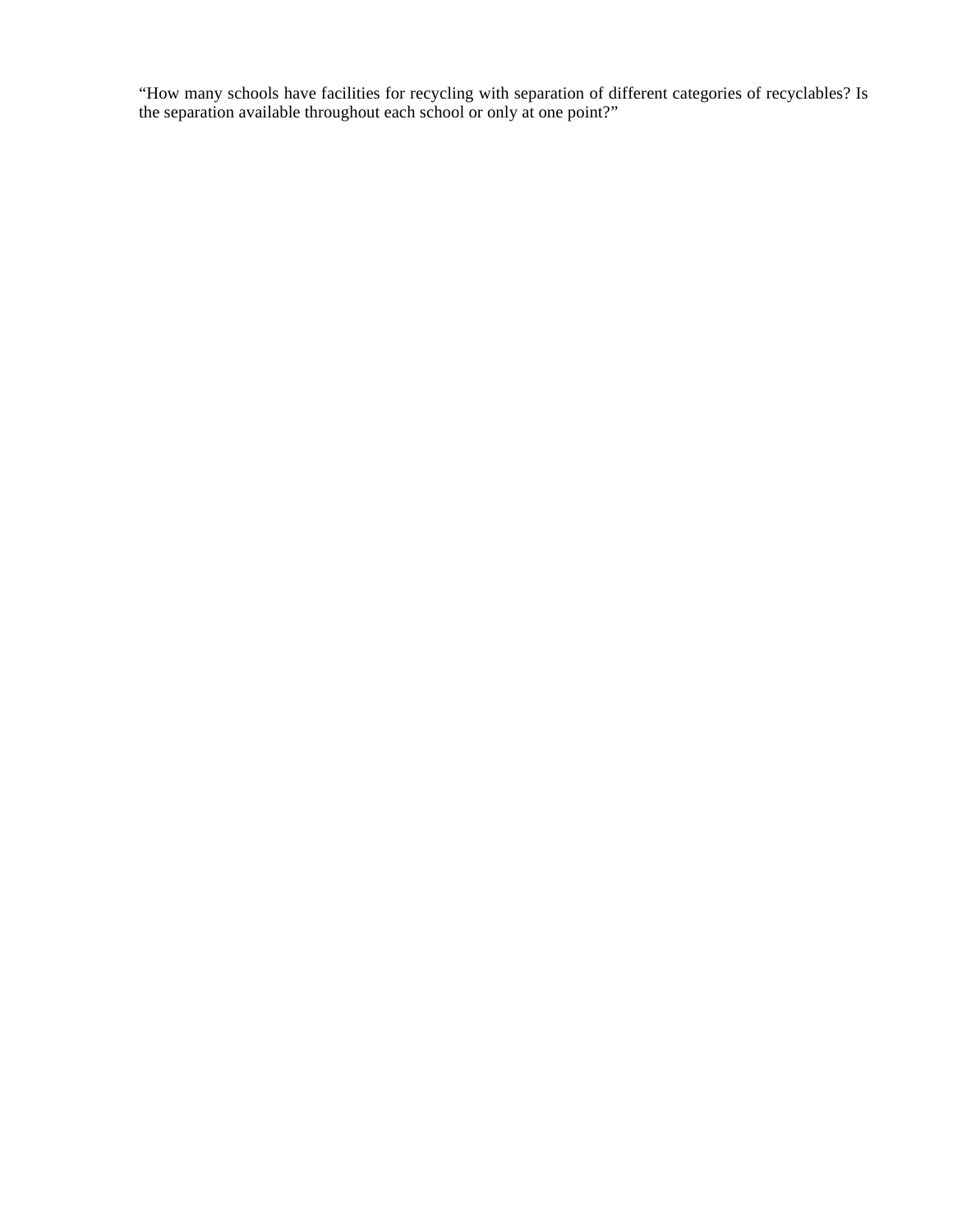"How many schools have facilities for recycling with separation of different categories of recyclables? Is the separation available throughout each school or only at one point?"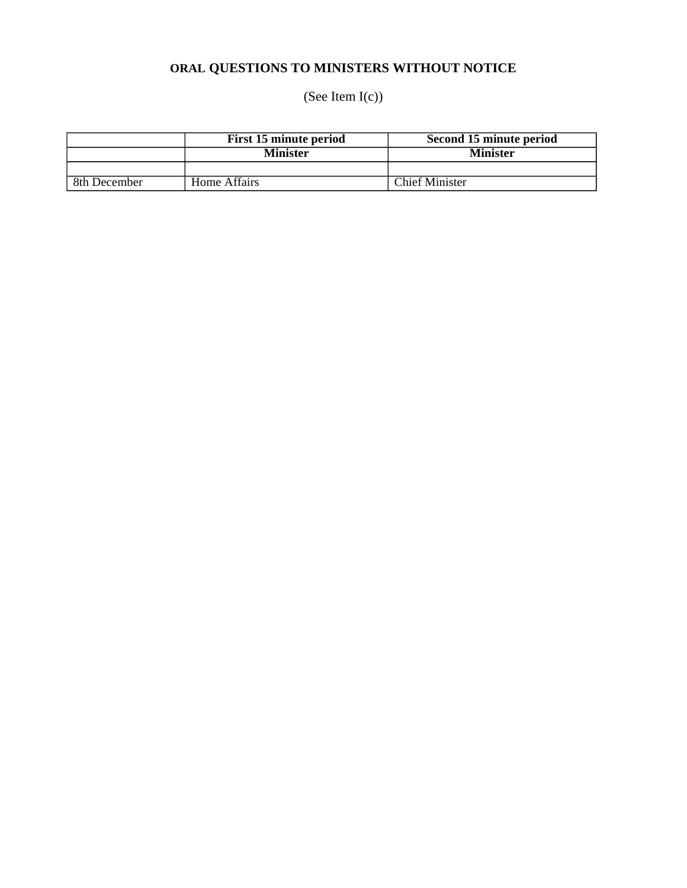## ORAL QUESTIONS TO MINISTERS WITHOUT NOTICE

(See Item I(c))

| | First 15 minute period | Second 15 minute period |
|---|---|---|
| | **Minister** | **Minister** |
| | | |
| 8th December | Home Affairs | Chief Minister |